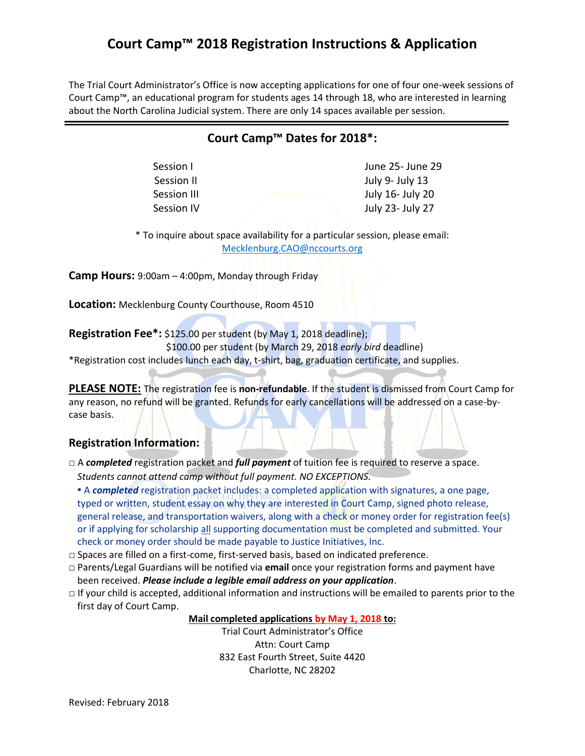# Court Camp™ 2018 Registration Instructions & Application

The Trial Court Administrator's Office is now accepting applications for one of four one-week sessions of Court Camp™, an educational program for students ages 14 through 18, who are interested in learning about the North Carolina Judicial system. There are only 14 spaces available per session.

---

## Court Camp™ Dates for 2018*:

| Session | Dates |
|---|---|
| Session I | June 25- June 29 |
| Session II | July 9- July 13 |
| Session III | July 16- July 20 |
| Session IV | July 23- July 27 |

\* To inquire about space availability for a particular session, please email: Mecklenburg.CAO@nccourts.org

**Camp Hours:** 9:00am – 4:00pm, Monday through Friday

**Location:** Mecklenburg County Courthouse, Room 4510

**Registration Fee*:** $125.00 per student (by May 1, 2018 deadline);
$100.00 per student (by March 29, 2018 *early bird* deadline)

*Registration cost includes lunch each day, t-shirt, bag, graduation certificate, and supplies.

**PLEASE NOTE:** The registration fee is **non-refundable**. If the student is dismissed from Court Camp for any reason, no refund will be granted. Refunds for early cancellations will be addressed on a case-by-case basis.

### Registration Information:

- □ A ***completed*** registration packet and ***full payment*** of tuition fee is required to reserve a space. *Students cannot attend camp without full payment. NO EXCEPTIONS.*
  - A ***completed*** registration packet includes: a completed application with signatures, a one page, typed or written, student essay on why they are interested in Court Camp, signed photo release, general release, and transportation waivers, along with a check or money order for registration fee(s) or if applying for scholarship all supporting documentation must be completed and submitted. Your check or money order should be made payable to Justice Initiatives, Inc.
- □ Spaces are filled on a first-come, first-served basis, based on indicated preference.
- □ Parents/Legal Guardians will be notified via **email** once your registration forms and payment have been received. ***Please include a legible email address on your application***.
- □ If your child is accepted, additional information and instructions will be emailed to parents prior to the first day of Court Camp.

**Mail completed applications by May 1, 2018 to:**

Trial Court Administrator's Office
Attn: Court Camp
832 East Fourth Street, Suite 4420
Charlotte, NC 28202

Revised: February 2018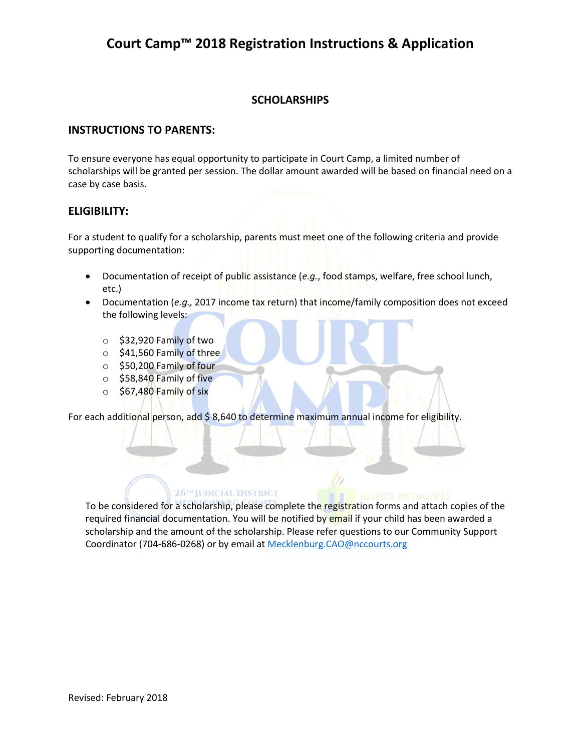# Court Camp™ 2018 Registration Instructions & Application

## SCHOLARSHIPS

### INSTRUCTIONS TO PARENTS:

To ensure everyone has equal opportunity to participate in Court Camp, a limited number of scholarships will be granted per session. The dollar amount awarded will be based on financial need on a case by case basis.

### ELIGIBILITY:

For a student to qualify for a scholarship, parents must meet one of the following criteria and provide supporting documentation:

- Documentation of receipt of public assistance (*e.g.*, food stamps, welfare, free school lunch, etc.)
- Documentation (*e.g.,* 2017 income tax return) that income/family composition does not exceed the following levels:
  - $32,920 Family of two
  - $41,560 Family of three
  - $50,200 Family of four
  - $58,840 Family of five
  - $67,480 Family of six

For each additional person, add $ 8,640 to determine maximum annual income for eligibility.

To be considered for a scholarship, please complete the registration forms and attach copies of the required financial documentation. You will be notified by email if your child has been awarded a scholarship and the amount of the scholarship. Please refer questions to our Community Support Coordinator (704-686-0268) or by email at Mecklenburg.CAO@nccourts.org

Revised: February 2018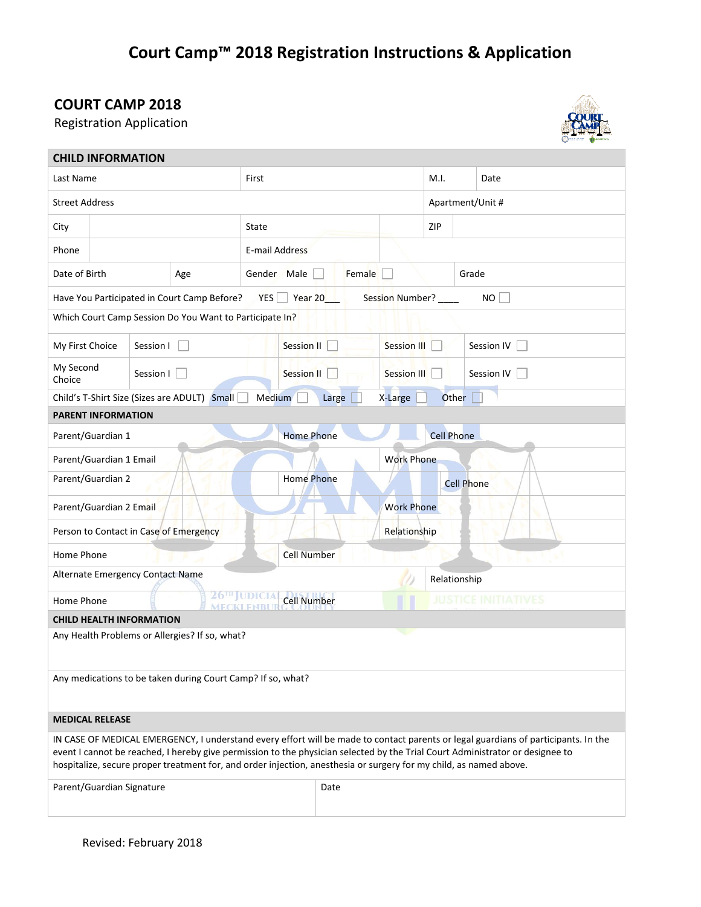# Court Camp™ 2018 Registration Instructions & Application

## COURT CAMP 2018

Registration Application

| CHILD INFORMATION | | | | |
|---|---|---|---|---|
| Last Name | First | | M.I. | Date |
| Street Address | | | Apartment/Unit # | |
| City | State | | ZIP | |
| Phone | E-mail Address | | | |
| Date of Birth | Age | Gender Male ☐ Female ☐ | | Grade |
| Have You Participated in Court Camp Before? YES ☐ Year 20___ Session Number? ____ NO ☐ | | | | |
| Which Court Camp Session Do You Want to Participate In? | | | | |
| My First Choice | Session I ☐ | Session II ☐ | Session III ☐ | Session IV ☐ |
| My Second Choice | Session I ☐ | Session II ☐ | Session III ☐ | Session IV ☐ |
| Child's T-Shirt Size (Sizes are ADULT) Small ☐ Medium ☐ Large ☐ X-Large ☐ Other ☐ | | | | |

| PARENT INFORMATION | | |
|---|---|---|
| Parent/Guardian 1 | Home Phone | Cell Phone |
| Parent/Guardian 1 Email | | Work Phone |
| Parent/Guardian 2 | Home Phone | Cell Phone |
| Parent/Guardian 2 Email | | Work Phone |
| Person to Contact in Case of Emergency | | Relationship |
| Home Phone | Cell Number | |
| Alternate Emergency Contact Name | | Relationship |
| Home Phone | Cell Number | |

| CHILD HEALTH INFORMATION |
|---|
| Any Health Problems or Allergies? If so, what? |
| Any medications to be taken during Court Camp? If so, what? |

| MEDICAL RELEASE | |
|---|---|
| IN CASE OF MEDICAL EMERGENCY, I understand every effort will be made to contact parents or legal guardians of participants. In the event I cannot be reached, I hereby give permission to the physician selected by the Trial Court Administrator or designee to hospitalize, secure proper treatment for, and order injection, anesthesia or surgery for my child, as named above. | |
| Parent/Guardian Signature | Date |

Revised: February 2018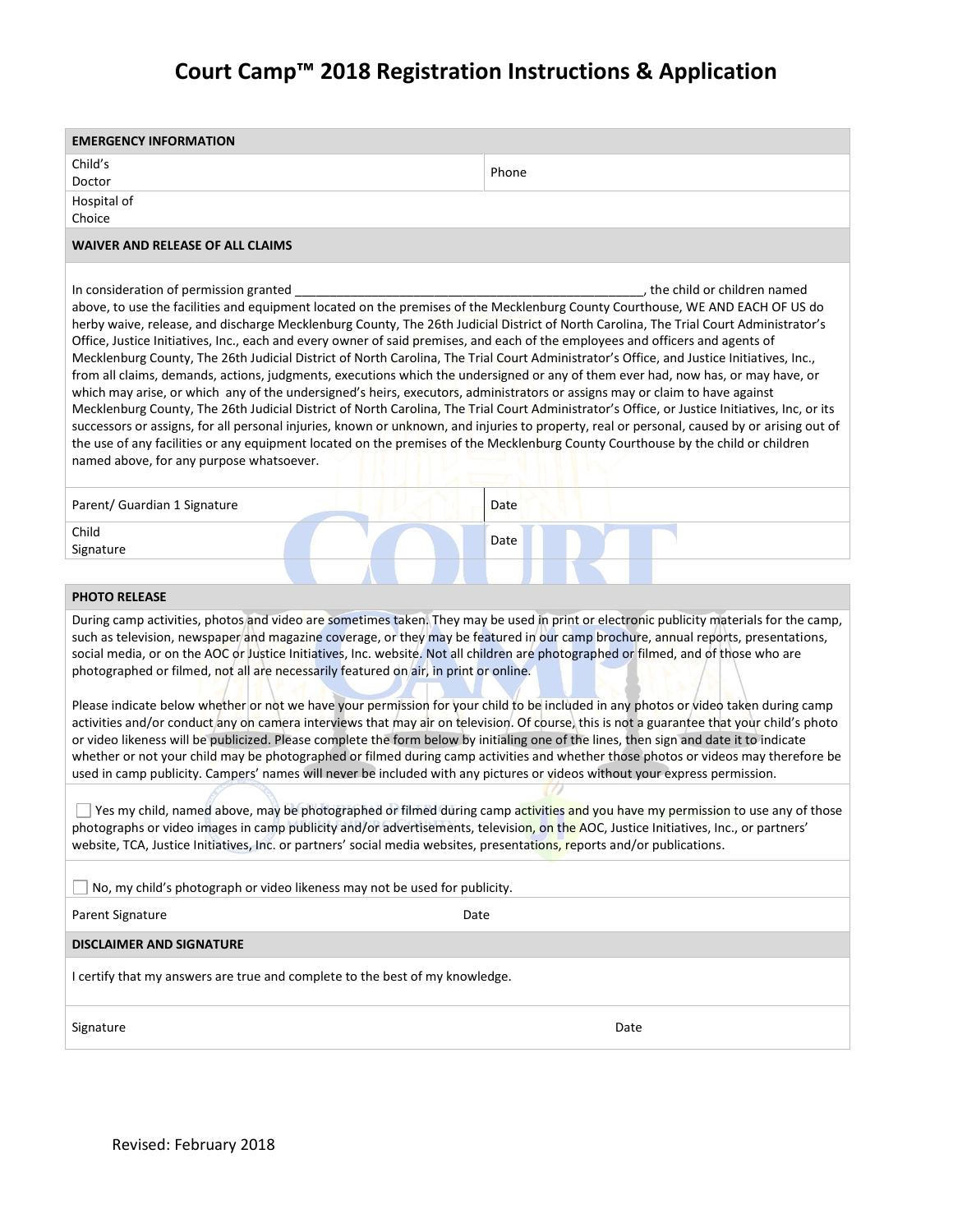# Court Camp™ 2018 Registration Instructions & Application

| EMERGENCY INFORMATION | |
|---|---|
| Child's Doctor | Phone |
| Hospital of Choice | |

**WAIVER AND RELEASE OF ALL CLAIMS**

In consideration of permission granted ___________________________________________________, the child or children named above, to use the facilities and equipment located on the premises of the Mecklenburg County Courthouse, WE AND EACH OF US do herby waive, release, and discharge Mecklenburg County, The 26th Judicial District of North Carolina, The Trial Court Administrator's Office, Justice Initiatives, Inc., each and every owner of said premises, and each of the employees and officers and agents of Mecklenburg County, The 26th Judicial District of North Carolina, The Trial Court Administrator's Office, and Justice Initiatives, Inc., from all claims, demands, actions, judgments, executions which the undersigned or any of them ever had, now has, or may have, or which may arise, or which any of the undersigned's heirs, executors, administrators or assigns may or claim to have against Mecklenburg County, The 26th Judicial District of North Carolina, The Trial Court Administrator's Office, or Justice Initiatives, Inc, or its successors or assigns, for all personal injuries, known or unknown, and injuries to property, real or personal, caused by or arising out of the use of any facilities or any equipment located on the premises of the Mecklenburg County Courthouse by the child or children named above, for any purpose whatsoever.

| | |
|---|---|
| Parent/ Guardian 1 Signature | Date |
| Child Signature | Date |

**PHOTO RELEASE**

During camp activities, photos and video are sometimes taken. They may be used in print or electronic publicity materials for the camp, such as television, newspaper and magazine coverage, or they may be featured in our camp brochure, annual reports, presentations, social media, or on the AOC or Justice Initiatives, Inc. website. Not all children are photographed or filmed, and of those who are photographed or filmed, not all are necessarily featured on air, in print or online.

Please indicate below whether or not we have your permission for your child to be included in any photos or video taken during camp activities and/or conduct any on camera interviews that may air on television. Of course, this is not a guarantee that your child's photo or video likeness will be publicized. Please complete the form below by initialing one of the lines, then sign and date it to indicate whether or not your child may be photographed or filmed during camp activities and whether those photos or videos may therefore be used in camp publicity. Campers' names will never be included with any pictures or videos without your express permission.

☐ Yes my child, named above, may be photographed or filmed during camp activities and you have my permission to use any of those photographs or video images in camp publicity and/or advertisements, television, on the AOC, Justice Initiatives, Inc., or partners' website, TCA, Justice Initiatives, Inc. or partners' social media websites, presentations, reports and/or publications.

☐ No, my child's photograph or video likeness may not be used for publicity.

Parent Signature Date

**DISCLAIMER AND SIGNATURE**

I certify that my answers are true and complete to the best of my knowledge.

Signature Date

Revised: February 2018